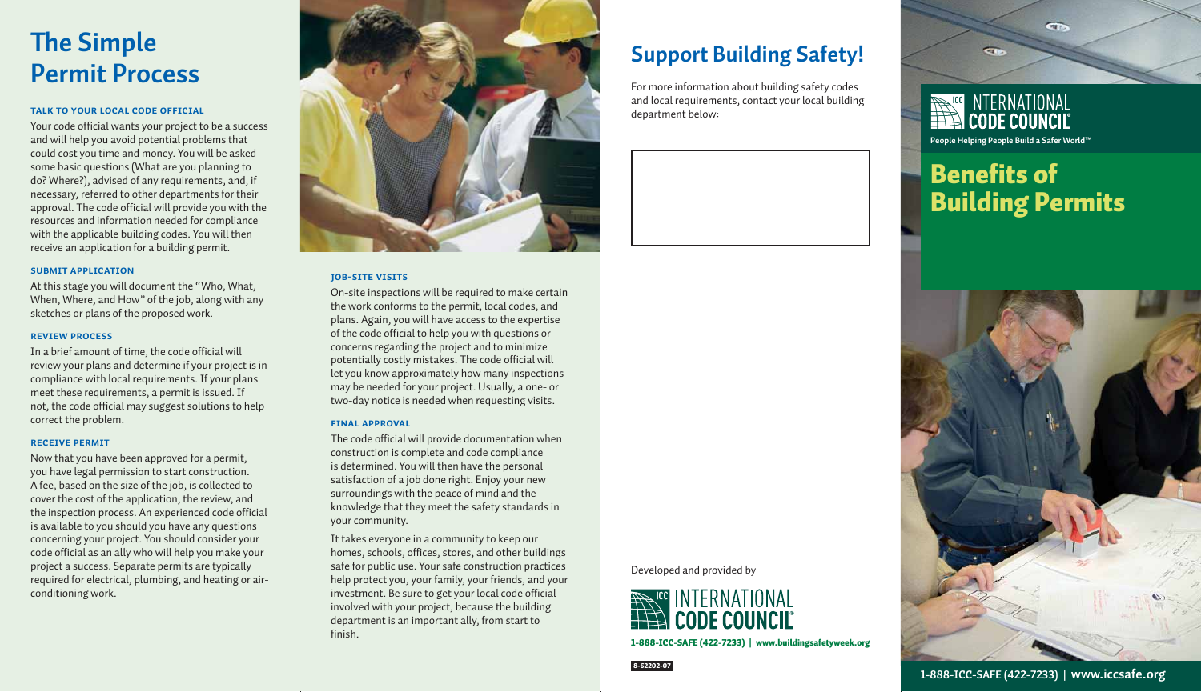# The Simple Permit Process

### TALK TO YOUR LOCAL CODE OFFICIAL

Your code official wants your project to be a success and will help you avoid potential problems that could cost you time and money. You will be asked some basic questions (What are you planning to do? Where?), advised of any requirements, and, if necessary, referred to other departments for their approval. The code official will provide you with the resources and information needed for compliance with the applicable building codes. You will then receive an application for a building permit.

### SUBMIT APPLICATION

At this stage you will document the "Who, What, When, Where, and How" of the job, along with any sketches or plans of the proposed work.

### REVIEW PROCESS

In a brief amount of time, the code official will review your plans and determine if your project is in compliance with local requirements. If your plans meet these requirements, a permit is issued. If not, the code official may suggest solutions to help correct the problem.

### RECEIVE PERMIT

Now that you have been approved for a permit, you have legal permission to start construction. A fee, based on the size of the job, is collected to cover the cost of the application, the review, and the inspection process. An experienced code official is available to you should you have any questions concerning your project. You should consider your code official as an ally who will help you make your project a success. Separate permits are typically required for electrical, plumbing, and heating or air-conditioning work.

### JOB-SITE VISITS

On-site inspections will be required to make certain the work conforms to the permit, local codes, and plans. Again, you will have access to the expertise of the code official to help you with questions or concerns regarding the project and to minimize potentially costly mistakes. The code official will let you know approximately how many inspections may be needed for your project. Usually, a one- or two-day notice is needed when requesting visits.

### FINAL APPROVAL

The code official will provide documentation when construction is complete and code compliance is determined. You will then have the personal satisfaction of a job done right. Enjoy your new surroundings with the peace of mind and the knowledge that they meet the safety standards in your community.

It takes everyone in a community to keep our homes, schools, offices, stores, and other buildings safe for public use. Your safe construction practices help protect you, your family, your friends, and your investment. Be sure to get your local code official involved with your project, because the building department is an important ally, from start to finish.

# Support Building Safety!

For more information about building safety codes and local requirements, contact your local building department below:

Developed and provided by

INTERNATIONAL CODE COUNCIL

1-888-ICC-SAFE (422-7233) | www.buildingsafetyweek.org

8-62202-07

INTERNATIONAL CODE COUNCIL

People Helping People Build a Safer World™

# Benefits of Building Permits

1-888-ICC-SAFE (422-7233) | www.iccsafe.org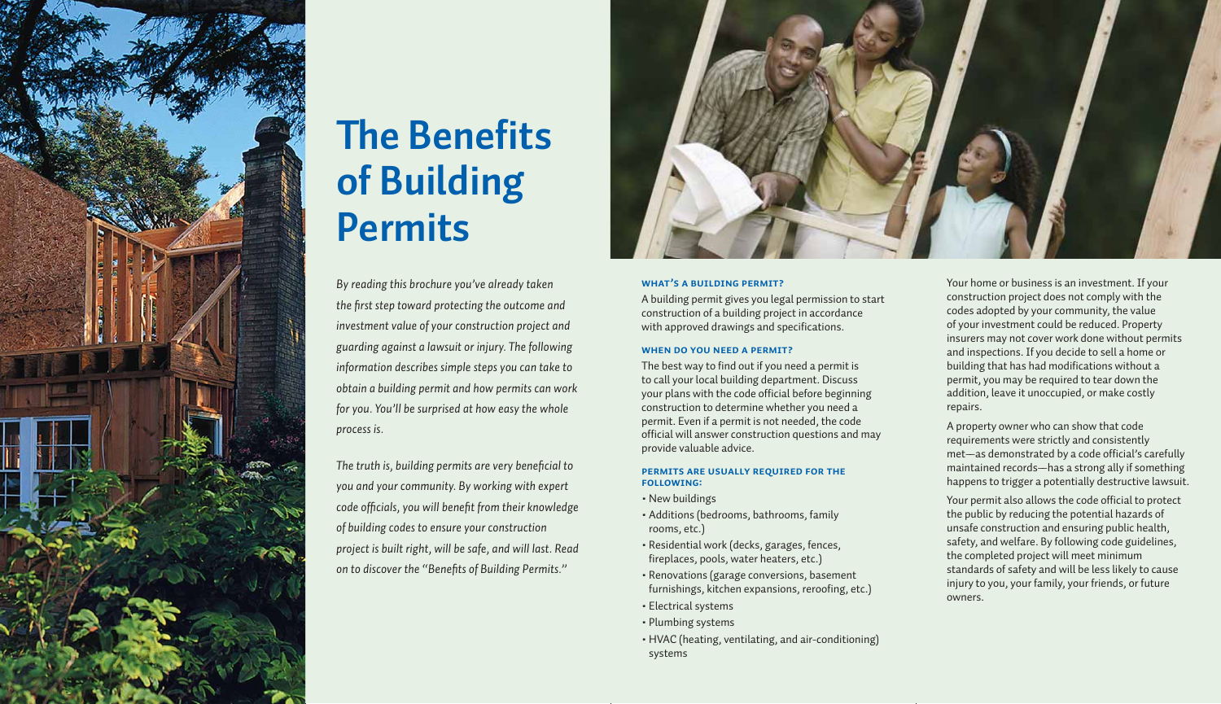# The Benefits of Building Permits

*By reading this brochure you've already taken the first step toward protecting the outcome and investment value of your construction project and guarding against a lawsuit or injury. The following information describes simple steps you can take to obtain a building permit and how permits can work for you. You'll be surprised at how easy the whole process is.*

*The truth is, building permits are very beneficial to you and your community. By working with expert code officials, you will benefit from their knowledge of building codes to ensure your construction project is built right, will be safe, and will last. Read on to discover the "Benefits of Building Permits."*

### WHAT'S A BUILDING PERMIT?

A building permit gives you legal permission to start construction of a building project in accordance with approved drawings and specifications.

### WHEN DO YOU NEED A PERMIT?

The best way to find out if you need a permit is to call your local building department. Discuss your plans with the code official before beginning construction to determine whether you need a permit. Even if a permit is not needed, the code official will answer construction questions and may provide valuable advice.

### PERMITS ARE USUALLY REQUIRED FOR THE FOLLOWING:

- New buildings
- Additions (bedrooms, bathrooms, family rooms, etc.)
- Residential work (decks, garages, fences, fireplaces, pools, water heaters, etc.)
- Renovations (garage conversions, basement furnishings, kitchen expansions, reroofing, etc.)
- Electrical systems
- Plumbing systems
- HVAC (heating, ventilating, and air-conditioning) systems

Your home or business is an investment. If your construction project does not comply with the codes adopted by your community, the value of your investment could be reduced. Property insurers may not cover work done without permits and inspections. If you decide to sell a home or building that has had modifications without a permit, you may be required to tear down the addition, leave it unoccupied, or make costly repairs.

A property owner who can show that code requirements were strictly and consistently met—as demonstrated by a code official's carefully maintained records—has a strong ally if something happens to trigger a potentially destructive lawsuit.

Your permit also allows the code official to protect the public by reducing the potential hazards of unsafe construction and ensuring public health, safety, and welfare. By following code guidelines, the completed project will meet minimum standards of safety and will be less likely to cause injury to you, your family, your friends, or future owners.